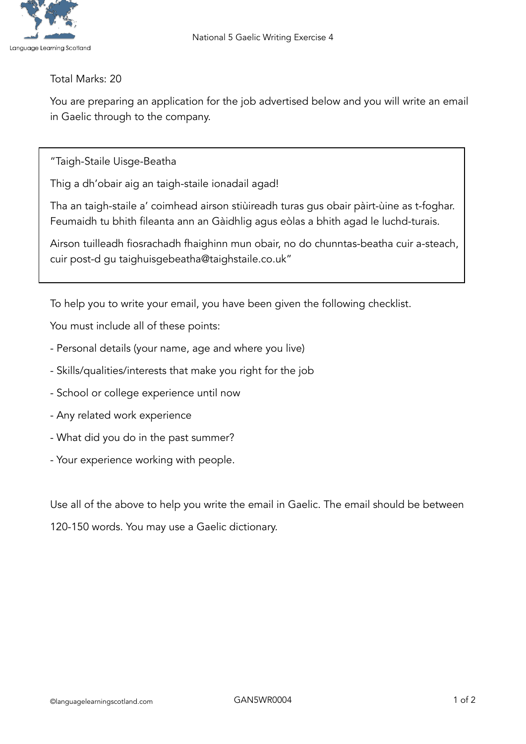National 5 Gaelic Writing Exercise 4

Total Marks: 20

You are preparing an application for the job advertised below and you will write an email in Gaelic through to the company.

> "Taigh-Staile Uisge-Beatha
>
> Thig a dh'obair aig an taigh-staile ionadail agad!
>
> Tha an taigh-staile a' coimhead airson stiùireadh turas gus obair pàirt-ùine as t-foghar. Feumaidh tu bhith fileanta ann an Gàidhlig agus eòlas a bhith agad le luchd-turais.
>
> Airson tuilleadh fiosrachadh fhaighinn mun obair, no do chunntas-beatha cuir a-steach, cuir post-d gu taighuisgebeatha@taighstaile.co.uk"

To help you to write your email, you have been given the following checklist.

You must include all of these points:

- Personal details (your name, age and where you live)
- Skills/qualities/interests that make you right for the job
- School or college experience until now
- Any related work experience
- What did you do in the past summer?
- Your experience working with people.

Use all of the above to help you write the email in Gaelic. The email should be between 120-150 words. You may use a Gaelic dictionary.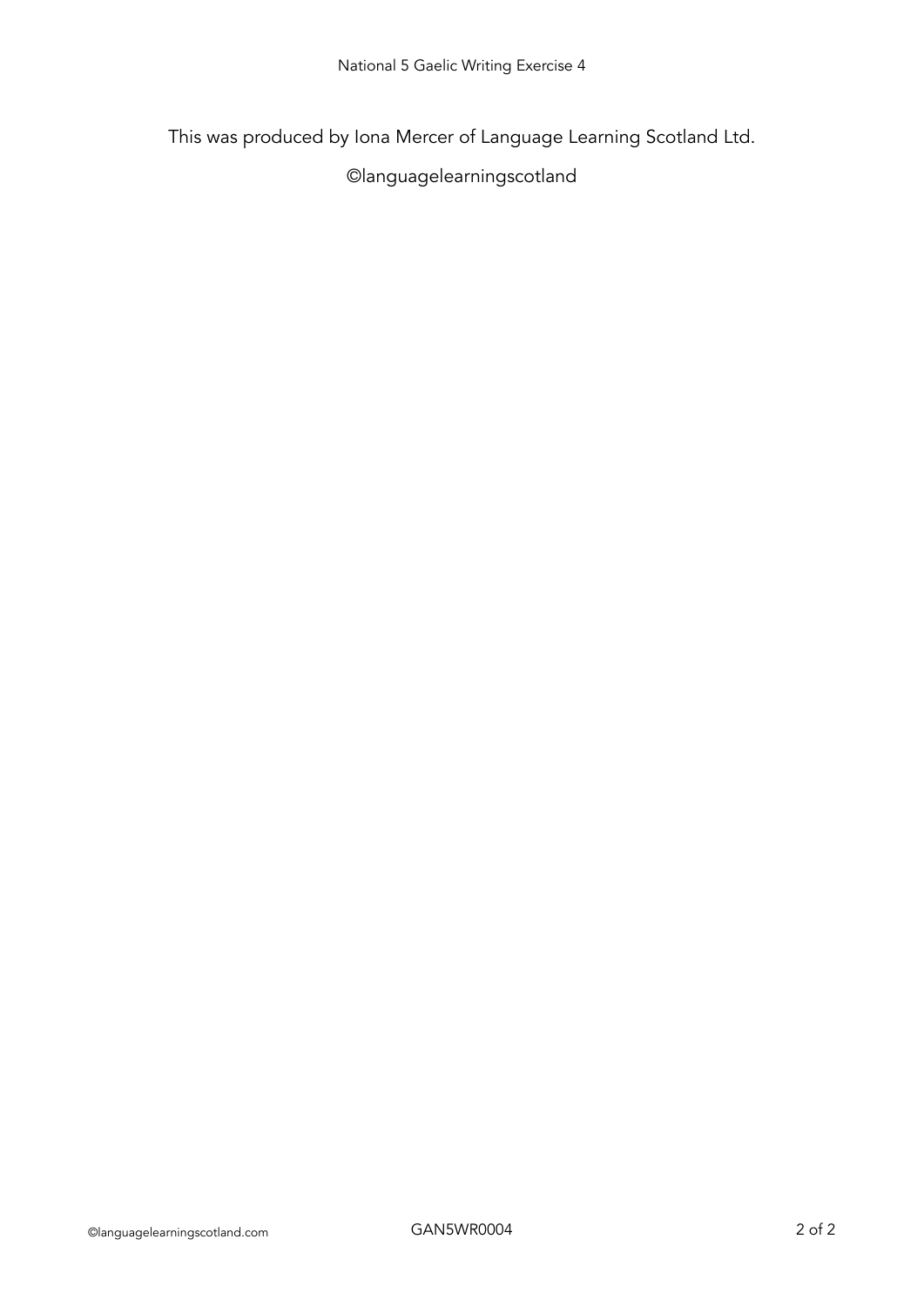This was produced by Iona Mercer of Language Learning Scotland Ltd.

©languagelearningscotland